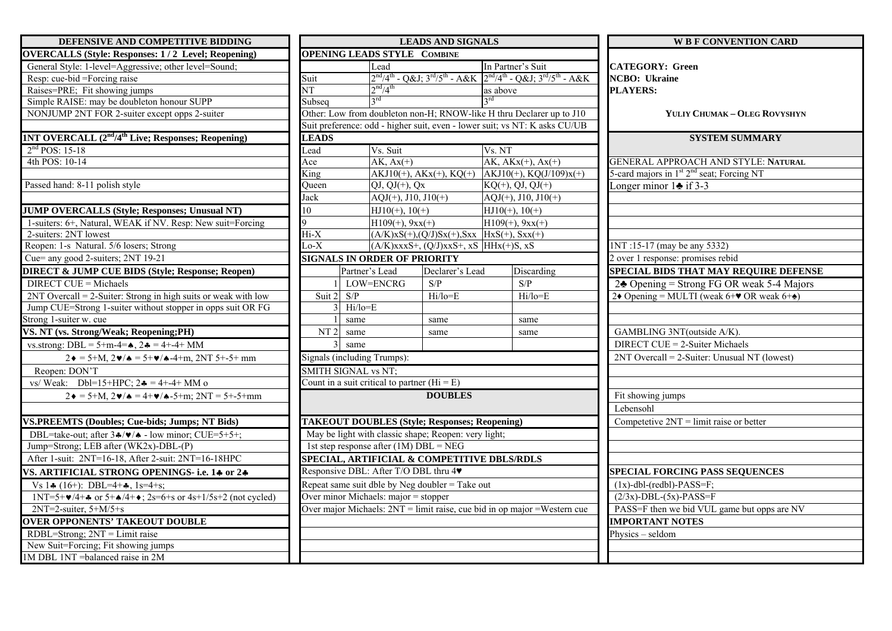## DEFENSIVE AND COMPETITIVE BIDDING

**OVERCALLS (Style: Responses: 1 / 2 Level; Reopening)**

General Style: 1-level=Aggressive; other level=Sound;
Resp: cue-bid =Forcing raise
Raises=PRE; Fit showing jumps
Simple RAISE: may be doubleton honour SUPP
NONJUMP 2NT FOR 2-suiter except opps 2-suiter

**1NT OVERCALL (2nd/4th Live; Responses; Reopening)**

2nd POS: 15-18
4th POS: 10-14

Passed hand: 8-11 polish style

**JUMP OVERCALLS (Style; Responses; Unusual NT)**

1-suiters: 6+, Natural, WEAK if NV. Resp: New suit=Forcing
2-suiters: 2NT lowest
Reopen: 1-s Natural. 5/6 losers; Strong
Cue= any good 2-suiters; 2NT 19-21

**DIRECT & JUMP CUE BIDS (Style; Response; Reopen)**

DIRECT CUE = Michaels
2NT Overcall = 2-Suiter: Strong in high suits or weak with low
Jump CUE=Strong 1-suiter without stopper in opps suit OR FG
Strong 1-suiter w. cue

**VS. NT (vs. Strong/Weak; Reopening;PH)**

vs.strong: DBL = 5+m-4=♠, 2♣ = 4+-4+ MM
2♦ = 5+M, 2♥/♠ = 5+♥/♠-4+m, 2NT 5+-5+ mm
Reopen: DON'T
vs/ Weak: Dbl=15+HPC; 2♣ = 4+-4+ MM o
2♦ = 5+M, 2♥/♠ = 4+♥/♠-5+m; 2NT = 5+-5+mm

**VS.PREEMTS (Doubles; Cue-bids; Jumps; NT Bids)**

DBL=take-out; after 3♣/♥/♠ - low minor; CUE=5+5+;
Jump=Strong; LEB after (WK2x)-DBL-(P)
After 1-suit: 2NT=16-18, After 2-suit: 2NT=16-18HPC

**VS. ARTIFICIAL STRONG OPENINGS- i.e. 1♣ or 2♣**

Vs 1♣ (16+): DBL=4+♣, 1s=4+s;
1NT=5+♥/4+♣ or 5+♠/4+♦; 2s=6+s or 4s+1/5s+2 (not cycled)
2NT=2-suiter, 5+M/5+s

**OVER OPPONENTS' TAKEOUT DOUBLE**

RDBL=Strong; 2NT = Limit raise
New Suit=Forcing; Fit showing jumps
1M DBL 1NT =balanced raise in 2M

## LEADS AND SIGNALS

**OPENING LEADS STYLE COMBINE**

| | Lead | In Partner's Suit |
|---|---|---|
| Suit | 2nd/4th - Q&J; 3rd/5th - A&K | 2nd/4th - Q&J; 3rd/5th - A&K |
| NT | 2nd/4th | as above |
| Subseq | 3rd | 3rd |

Other: Low from doubleton non-H; RNOW-like H thru Declarer up to J10
Suit preference: odd - higher suit, even - lower suit; vs NT: K asks CU/UB

**LEADS**

| Lead | Vs. Suit | Vs. NT |
|---|---|---|
| Ace | AK, Ax(+) | AK, AKx(+), Ax(+) |
| King | AKJ10(+), AKx(+), KQ(+) | AKJ10(+), KQ(J/109)x(+) |
| Queen | QJ, QJ(+), Qx | KQ(+), QJ, QJ(+) |
| Jack | AQJ(+), J10, J10(+) | AQJ(+), J10, J10(+) |
| 10 | HJ10(+), 10(+) | HJ10(+), 10(+) |
| 9 | H109(+), 9xx(+) | H109(+), 9xx(+) |
| Hi-X | (A/K)xS(+),(Q/J)Sx(+),Sxx | HxS(+), Sxx(+) |
| Lo-X | (A/K)xxxS+, (Q/J)xxS+, xS | HHx(+)S, xS |

**SIGNALS IN ORDER OF PRIORITY**

| | | Partner's Lead | Declarer's Lead | Discarding |
|---|---|---|---|---|
| Suit | 1 | LOW=ENCRG | S/P | S/P |
| | 2 | S/P | Hi/lo=E | Hi/lo=E |
| | 3 | Hi/lo=E | | |
| NT | 1 | same | same | same |
| | 2 | same | same | same |
| | 3 | same | | |

Signals (including Trumps):
SMITH SIGNAL vs NT;
Count in a suit critical to partner (Hi = E)

## DOUBLES

**TAKEOUT DOUBLES (Style; Responses; Reopening)**

May be light with classic shape; Reopen: very light;
1st step response after (1M) DBL = NEG

**SPECIAL, ARTIFICIAL & COMPETITIVE DBLS/RDLS**

Responsive DBL: After T/O DBL thru 4♥
Repeat same suit dble by Neg doubler = Take out
Over minor Michaels: major = stopper
Over major Michaels: 2NT = limit raise, cue bid in op major =Western cue

## W B F CONVENTION CARD

**CATEGORY: Green**
**NCBO: Ukraine**
**PLAYERS:**

**YULIY CHUMAK – OLEG ROVYSHYN**

## SYSTEM SUMMARY

GENERAL APPROACH AND STYLE: **NATURAL**
5-card majors in 1st 2nd seat; Forcing NT
Longer minor 1♣ if 3-3

1NT :15-17 (may be any 5332)
2 over 1 response: promises rebid

**SPECIAL BIDS THAT MAY REQUIRE DEFENSE**

2♣ Opening = Strong FG OR weak 5-4 Majors
2♦ Opening = MULTI (weak 6+♥ OR weak 6+♠)

GAMBLING 3NT(outside A/K).
DIRECT CUE = 2-Suiter Michaels
2NT Overcall = 2-Suiter: Unusual NT (lowest)

Fit showing jumps
Lebensohl
Competetive 2NT = limit raise or better

**SPECIAL FORCING PASS SEQUENCES**

(1x)-dbl-(redbl)-PASS=F;
(2/3x)-DBL-(5x)-PASS=F
PASS=F then we bid VUL game but opps are NV

**IMPORTANT NOTES**

Physics – seldom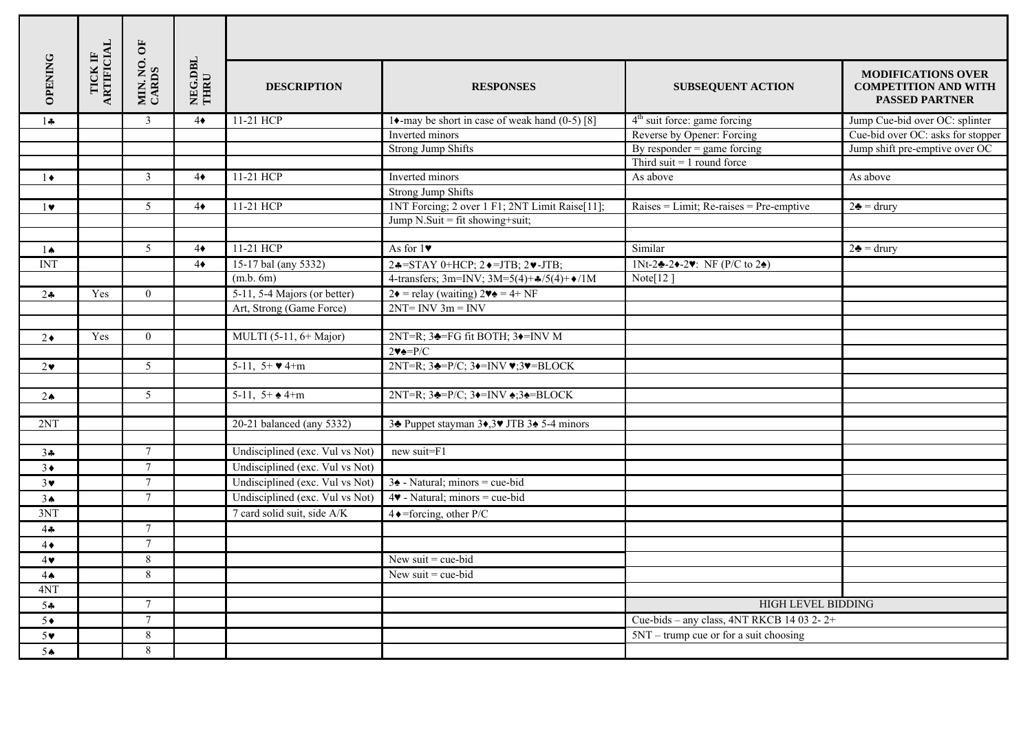| OPENING | TICK IF ARTIFICIAL | MIN. NO. OF CARDS | NEG.DBL THRU | DESCRIPTION | RESPONSES | SUBSEQUENT ACTION | MODIFICATIONS OVER COMPETITION AND WITH PASSED PARTNER |
|---|---|---|---|---|---|---|---|
| 1♣ | | 3 | 4♦ | 11-21 HCP | 1♦-may be short in case of weak hand (0-5) [8] | 4th suit force: game forcing | Jump Cue-bid over OC: splinter |
| | | | | | Inverted minors | Reverse by Opener: Forcing | Cue-bid over OC: asks for stopper |
| | | | | | Strong Jump Shifts | By responder = game forcing | Jump shift pre-emptive over OC |
| | | | | | | Third suit = 1 round force | |
| 1♦ | | 3 | 4♦ | 11-21 HCP | Inverted minors | As above | As above |
| | | | | | Strong Jump Shifts | | |
| 1♥ | | 5 | 4♦ | 11-21 HCP | 1NT Forcing; 2 over 1 F1; 2NT Limit Raise[11]; | Raises = Limit; Re-raises = Pre-emptive | 2♣ = drury |
| | | | | | Jump N.Suit = fit showing+suit; | | |
| | | | | | | | |
| 1♠ | | 5 | 4♦ | 11-21 HCP | As for 1♥ | Similar | 2♣ = drury |
| INT | | | 4♦ | 15-17 bal (any 5332) | 2♣=STAY 0+HCP; 2♦=JTB; 2♥-JTB; | 1Nt-2♣-2♦-2♥: NF (P/C to 2♠) | |
| | | | | (m.b. 6m) | 4-transfers; 3m=INV; 3M=5(4)+♣/5(4)+♦/1M | Note[12 ] | |
| 2♣ | Yes | 0 | | 5-11, 5-4 Majors (or better) | 2♦ = relay (waiting) 2♥♠ = 4+ NF | | |
| | | | | Art, Strong (Game Force) | 2NT= INV 3m = INV | | |
| | | | | | | | |
| 2♦ | Yes | 0 | | MULTI (5-11, 6+ Major) | 2NT=R; 3♣=FG fit BOTH; 3♦=INV M | | |
| | | | | | 2♥♠=P/C | | |
| 2♥ | | 5 | | 5-11, 5+ ♥ 4+m | 2NT=R; 3♣=P/C; 3♦=INV ♥;3♥=BLOCK | | |
| | | | | | | | |
| 2♠ | | 5 | | 5-11, 5+ ♠ 4+m | 2NT=R; 3♣=P/C; 3♦=INV ♠;3♠=BLOCK | | |
| | | | | | | | |
| 2NT | | | | 20-21 balanced (any 5332) | 3♣ Puppet stayman 3♦,3♥ JTB 3♠ 5-4 minors | | |
| | | | | | | | |
| 3♣ | | 7 | | Undisciplined (exc. Vul vs Not) | new suit=F1 | | |
| 3♦ | | 7 | | Undisciplined (exc. Vul vs Not) | | | |
| 3♥ | | 7 | | Undisciplined (exc. Vul vs Not) | 3♠ - Natural; minors = cue-bid | | |
| 3♠ | | 7 | | Undisciplined (exc. Vul vs Not) | 4♥ - Natural; minors = cue-bid | | |
| 3NT | | | | 7 card solid suit, side A/K | 4♦=forcing, other P/C | | |
| 4♣ | | 7 | | | | | |
| 4♦ | | 7 | | | | | |
| 4♥ | | 8 | | | New suit = cue-bid | | |
| 4♠ | | 8 | | | New suit = cue-bid | | |
| 4NT | | | | | | | |
| 5♣ | | 7 | | | | HIGH LEVEL BIDDING | |
| 5♦ | | 7 | | | | Cue-bids – any class, 4NT RKCB 14 03 2- 2+ | |
| 5♥ | | 8 | | | | 5NT – trump cue or for a suit choosing | |
| 5♠ | | 8 | | | | | |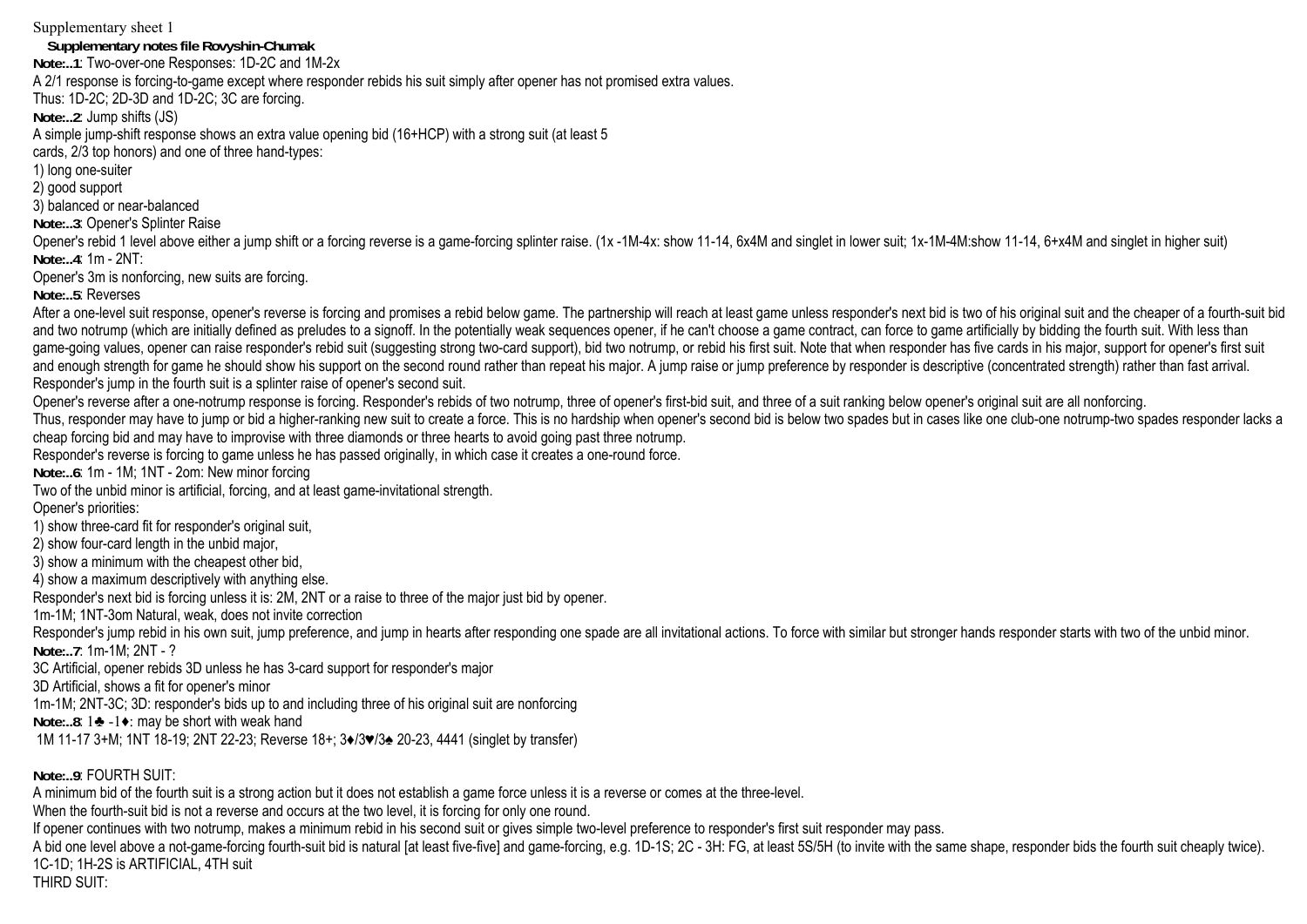Supplementary sheet 1

**Supplementary notes file Rovyshin-Chumak**

**Note:..1**: Two-over-one Responses: 1D-2C and 1M-2x

A 2/1 response is forcing-to-game except where responder rebids his suit simply after opener has not promised extra values.

Thus: 1D-2C; 2D-3D and 1D-2C; 3C are forcing.

**Note:..2**: Jump shifts (JS)

A simple jump-shift response shows an extra value opening bid (16+HCP) with a strong suit (at least 5 cards, 2/3 top honors) and one of three hand-types:

1) long one-suiter
2) good support
3) balanced or near-balanced

**Note:..3**: Opener's Splinter Raise

Opener's rebid 1 level above either a jump shift or a forcing reverse is a game-forcing splinter raise. (1x -1M-4x: show 11-14, 6x4M and singlet in lower suit; 1x-1M-4M:show 11-14, 6+x4M and singlet in higher suit)

**Note:..4**: 1m - 2NT:

Opener's 3m is nonforcing, new suits are forcing.

**Note:..5**: Reverses

After a one-level suit response, opener's reverse is forcing and promises a rebid below game. The partnership will reach at least game unless responder's next bid is two of his original suit and the cheaper of a fourth-suit bid and two notrump (which are initially defined as preludes to a signoff. In the potentially weak sequences opener, if he can't choose a game contract, can force to game artificially by bidding the fourth suit. With less than game-going values, opener can raise responder's rebid suit (suggesting strong two-card support), bid two notrump, or rebid his first suit. Note that when responder has five cards in his major, support for opener's first suit and enough strength for game he should show his support on the second round rather than repeat his major. A jump raise or jump preference by responder is descriptive (concentrated strength) rather than fast arrival. Responder's jump in the fourth suit is a splinter raise of opener's second suit.

Opener's reverse after a one-notrump response is forcing. Responder's rebids of two notrump, three of opener's first-bid suit, and three of a suit ranking below opener's original suit are all nonforcing.

Thus, responder may have to jump or bid a higher-ranking new suit to create a force. This is no hardship when opener's second bid is below two spades but in cases like one club-one notrump-two spades responder lacks a cheap forcing bid and may have to improvise with three diamonds or three hearts to avoid going past three notrump.

Responder's reverse is forcing to game unless he has passed originally, in which case it creates a one-round force.

**Note:..6**: 1m - 1M; 1NT - 2om: New minor forcing

Two of the unbid minor is artificial, forcing, and at least game-invitational strength.

Opener's priorities:

1) show three-card fit for responder's original suit,
2) show four-card length in the unbid major,
3) show a minimum with the cheapest other bid,
4) show a maximum descriptively with anything else.

Responder's next bid is forcing unless it is: 2M, 2NT or a raise to three of the major just bid by opener.

1m-1M; 1NT-3om Natural, weak, does not invite correction

Responder's jump rebid in his own suit, jump preference, and jump in hearts after responding one spade are all invitational actions. To force with similar but stronger hands responder starts with two of the unbid minor.

**Note:..7**: 1m-1M; 2NT - ?

3C Artificial, opener rebids 3D unless he has 3-card support for responder's major

3D Artificial, shows a fit for opener's minor

1m-1M; 2NT-3C; 3D: responder's bids up to and including three of his original suit are nonforcing

**Note:..8**: 1♣ -1♦: may be short with weak hand

1M 11-17 3+M; 1NT 18-19; 2NT 22-23; Reverse 18+; 3♦/3♥/3♠ 20-23, 4441 (singlet by transfer)

**Note:..9**: FOURTH SUIT:

A minimum bid of the fourth suit is a strong action but it does not establish a game force unless it is a reverse or comes at the three-level.

When the fourth-suit bid is not a reverse and occurs at the two level, it is forcing for only one round.

If opener continues with two notrump, makes a minimum rebid in his second suit or gives simple two-level preference to responder's first suit responder may pass.

A bid one level above a not-game-forcing fourth-suit bid is natural [at least five-five] and game-forcing, e.g. 1D-1S; 2C - 3H: FG, at least 5S/5H (to invite with the same shape, responder bids the fourth suit cheaply twice).

1C-1D; 1H-2S is ARTIFICIAL, 4TH suit

THIRD SUIT: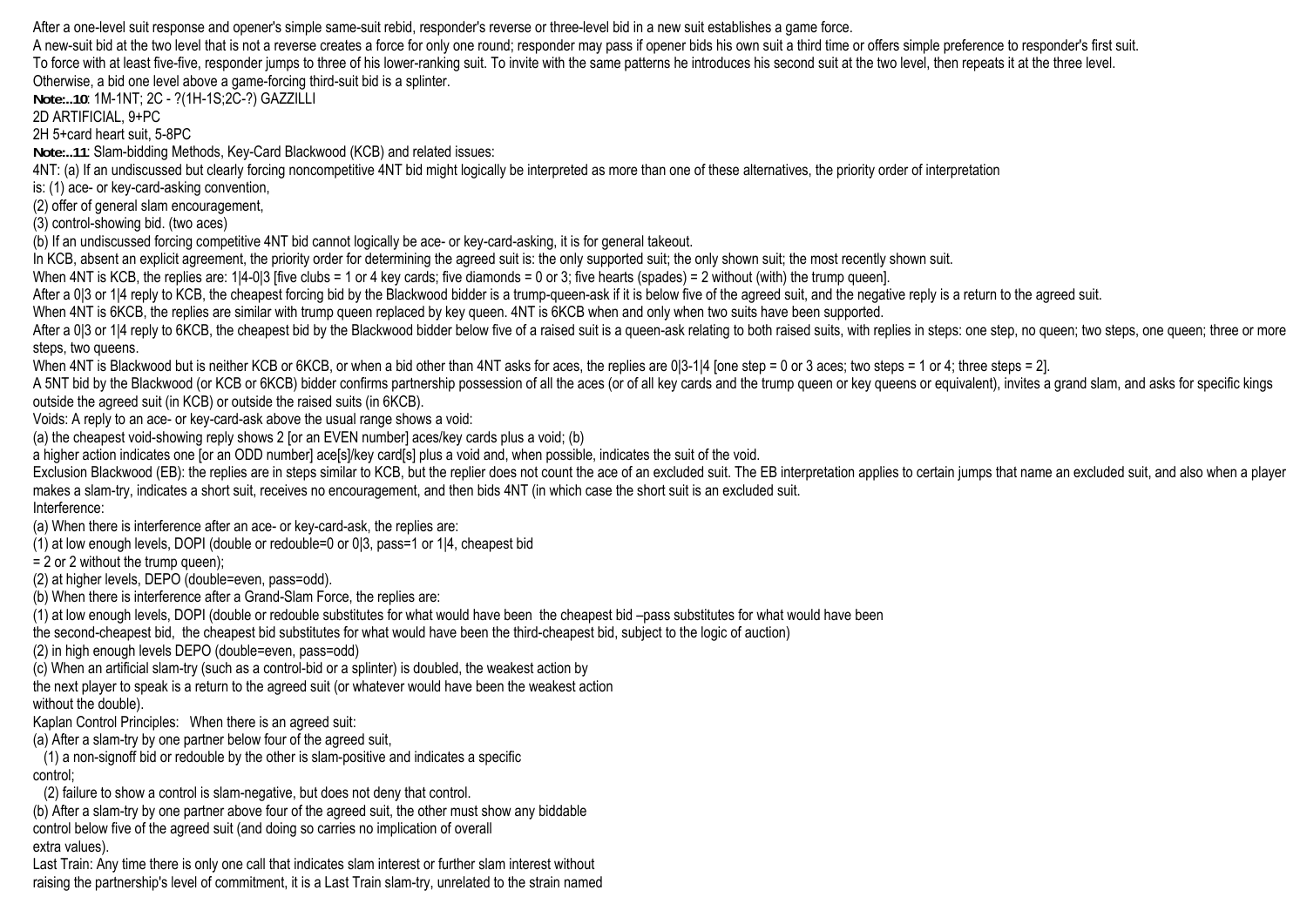After a one-level suit response and opener's simple same-suit rebid, responder's reverse or three-level bid in a new suit establishes a game force.

A new-suit bid at the two level that is not a reverse creates a force for only one round; responder may pass if opener bids his own suit a third time or offers simple preference to responder's first suit.

To force with at least five-five, responder jumps to three of his lower-ranking suit. To invite with the same patterns he introduces his second suit at the two level, then repeats it at the three level.

Otherwise, a bid one level above a game-forcing third-suit bid is a splinter.

**Note:..10**: 1M-1NT; 2C - ?(1H-1S;2C-?) GAZZILLI

2D ARTIFICIAL, 9+PC

2H 5+card heart suit, 5-8PC

**Note:..11**: Slam-bidding Methods, Key-Card Blackwood (KCB) and related issues:

4NT: (a) If an undiscussed but clearly forcing noncompetitive 4NT bid might logically be interpreted as more than one of these alternatives, the priority order of interpretation is: (1) ace- or key-card-asking convention,

(2) offer of general slam encouragement,

(3) control-showing bid. (two aces)

(b) If an undiscussed forcing competitive 4NT bid cannot logically be ace- or key-card-asking, it is for general takeout.

In KCB, absent an explicit agreement, the priority order for determining the agreed suit is: the only supported suit; the only shown suit; the most recently shown suit.

When 4NT is KCB, the replies are: 1|4-0|3 [five clubs = 1 or 4 key cards; five diamonds = 0 or 3; five hearts (spades) = 2 without (with) the trump queen].

After a 0|3 or 1|4 reply to KCB, the cheapest forcing bid by the Blackwood bidder is a trump-queen-ask if it is below five of the agreed suit, and the negative reply is a return to the agreed suit.

When 4NT is 6KCB, the replies are similar with trump queen replaced by key queen. 4NT is 6KCB when and only when two suits have been supported.

After a 0|3 or 1|4 reply to 6KCB, the cheapest bid by the Blackwood bidder below five of a raised suit is a queen-ask relating to both raised suits, with replies in steps: one step, no queen; two steps, one queen; three or more steps, two queens.

When 4NT is Blackwood but is neither KCB or 6KCB, or when a bid other than 4NT asks for aces, the replies are 0|3-1|4 [one step = 0 or 3 aces; two steps = 1 or 4; three steps = 2].

A 5NT bid by the Blackwood (or KCB or 6KCB) bidder confirms partnership possession of all the aces (or of all key cards and the trump queen or key queens or equivalent), invites a grand slam, and asks for specific kings outside the agreed suit (in KCB) or outside the raised suits (in 6KCB).

Voids: A reply to an ace- or key-card-ask above the usual range shows a void:

(a) the cheapest void-showing reply shows 2 [or an EVEN number] aces/key cards plus a void; (b) a higher action indicates one [or an ODD number] ace[s]/key card[s] plus a void and, when possible, indicates the suit of the void.

Exclusion Blackwood (EB): the replies are in steps similar to KCB, but the replier does not count the ace of an excluded suit. The EB interpretation applies to certain jumps that name an excluded suit, and also when a player makes a slam-try, indicates a short suit, receives no encouragement, and then bids 4NT (in which case the short suit is an excluded suit.

Interference:

(a) When there is interference after an ace- or key-card-ask, the replies are:

(1) at low enough levels, DOPI (double or redouble=0 or 0|3, pass=1 or 1|4, cheapest bid = 2 or 2 without the trump queen);

(2) at higher levels, DEPO (double=even, pass=odd).

(b) When there is interference after a Grand-Slam Force, the replies are:

(1) at low enough levels, DOPI (double or redouble substitutes for what would have been the cheapest bid –pass substitutes for what would have been the second-cheapest bid, the cheapest bid substitutes for what would have been the third-cheapest bid, subject to the logic of auction)

(2) in high enough levels DEPO (double=even, pass=odd)

(c) When an artificial slam-try (such as a control-bid or a splinter) is doubled, the weakest action by the next player to speak is a return to the agreed suit (or whatever would have been the weakest action without the double).

Kaplan Control Principles: When there is an agreed suit:

(a) After a slam-try by one partner below four of the agreed suit,

(1) a non-signoff bid or redouble by the other is slam-positive and indicates a specific control;

(2) failure to show a control is slam-negative, but does not deny that control.

(b) After a slam-try by one partner above four of the agreed suit, the other must show any biddable control below five of the agreed suit (and doing so carries no implication of overall extra values).

Last Train: Any time there is only one call that indicates slam interest or further slam interest without raising the partnership's level of commitment, it is a Last Train slam-try, unrelated to the strain named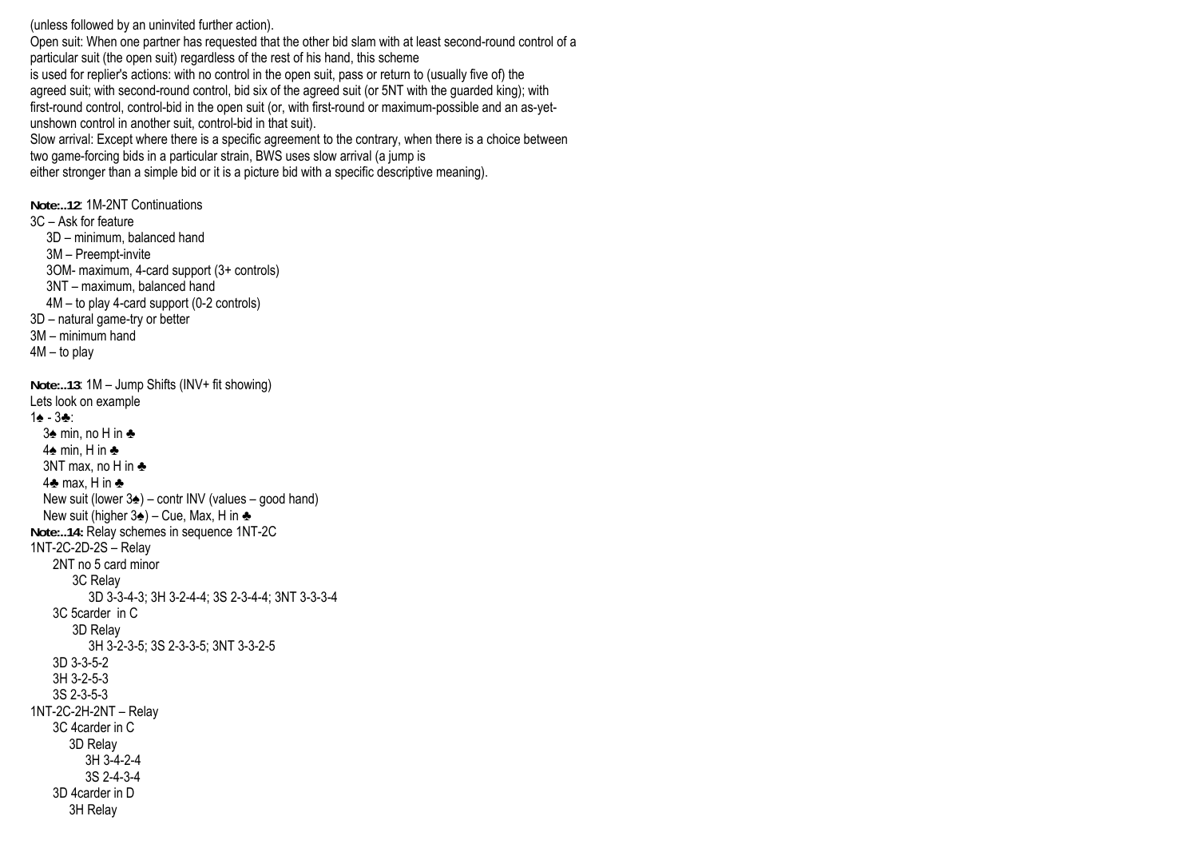(unless followed by an uninvited further action).

Open suit: When one partner has requested that the other bid slam with at least second-round control of a particular suit (the open suit) regardless of the rest of his hand, this scheme is used for replier's actions: with no control in the open suit, pass or return to (usually five of) the agreed suit; with second-round control, bid six of the agreed suit (or 5NT with the guarded king); with first-round control, control-bid in the open suit (or, with first-round or maximum-possible and an as-yet-unshown control in another suit, control-bid in that suit).

Slow arrival: Except where there is a specific agreement to the contrary, when there is a choice between two game-forcing bids in a particular strain, BWS uses slow arrival (a jump is either stronger than a simple bid or it is a picture bid with a specific descriptive meaning).

**Note:..12**: 1M-2NT Continuations

- 3C – Ask for feature
  - 3D – minimum, balanced hand
  - 3M – Preempt-invite
  - 3OM- maximum, 4-card support (3+ controls)
  - 3NT – maximum, balanced hand
  - 4M – to play 4-card support (0-2 controls)
- 3D – natural game-try or better
- 3M – minimum hand
- 4M – to play

**Note:..13**: 1M – Jump Shifts (INV+ fit showing)

Lets look on example

1♠ - 3♣:

- 3♠ min, no H in ♣
- 4♠ min, H in ♣
- 3NT max, no H in ♣
- 4♣ max, H in ♣
- New suit (lower 3♠) – contr INV (values – good hand)
- New suit (higher 3♠) – Cue, Max, H in ♣

**Note:..14:** Relay schemes in sequence 1NT-2C

1NT-2C-2D-2S – Relay

- 2NT no 5 card minor
  - 3C Relay
    - 3D 3-3-4-3; 3H 3-2-4-4; 3S 2-3-4-4; 3NT 3-3-3-4
- 3C 5carder in C
  - 3D Relay
    - 3H 3-2-3-5; 3S 2-3-3-5; 3NT 3-3-2-5
- 3D 3-3-5-2
- 3H 3-2-5-3
- 3S 2-3-5-3

1NT-2C-2H-2NT – Relay

- 3C 4carder in C
  - 3D Relay
    - 3H 3-4-2-4
    - 3S 2-4-3-4
- 3D 4carder in D
  - 3H Relay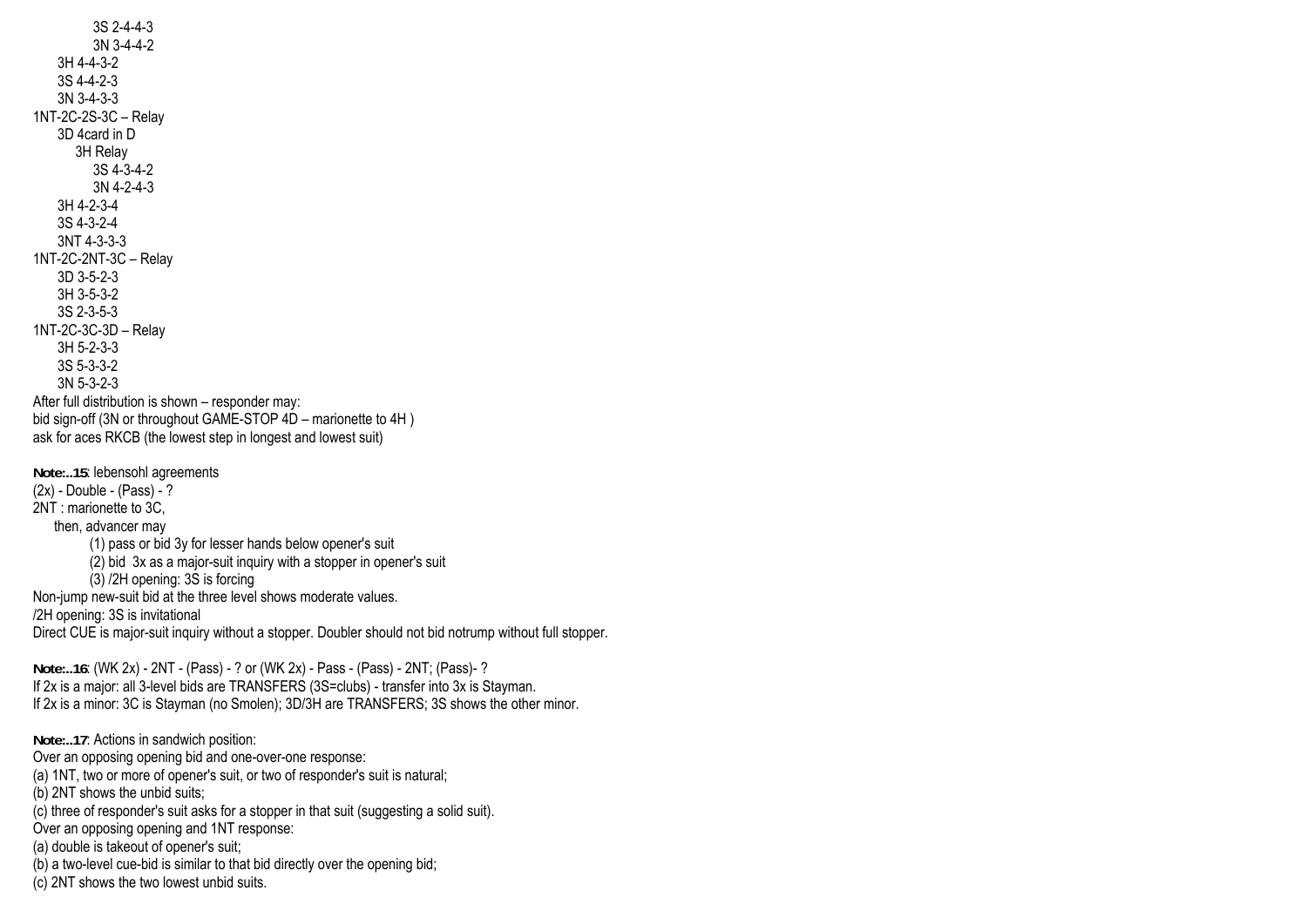3S 2-4-4-3
3N 3-4-4-2
3H 4-4-3-2
3S 4-4-2-3
3N 3-4-3-3

1NT-2C-2S-3C – Relay
- 3D 4card in D
  - 3H Relay
    - 3S 4-3-4-2
    - 3N 4-2-4-3
- 3H 4-2-3-4
- 3S 4-3-2-4
- 3NT 4-3-3-3

1NT-2C-2NT-3C – Relay
- 3D 3-5-2-3
- 3H 3-5-3-2
- 3S 2-3-5-3

1NT-2C-3C-3D – Relay
- 3H 5-2-3-3
- 3S 5-3-3-2
- 3N 5-3-2-3

After full distribution is shown – responder may:
bid sign-off (3N or throughout GAME-STOP 4D – marionette to 4H )
ask for aces RKCB (the lowest step in longest and lowest suit)

**Note:..15**: lebensohl agreements
(2x) - Double - (Pass) - ?
2NT : marionette to 3C,
then, advancer may
- (1) pass or bid 3y for lesser hands below opener's suit
- (2) bid 3x as a major-suit inquiry with a stopper in opener's suit
- (3) /2H opening: 3S is forcing

Non-jump new-suit bid at the three level shows moderate values.
/2H opening: 3S is invitational
Direct CUE is major-suit inquiry without a stopper. Doubler should not bid notrump without full stopper.

**Note:..16**: (WK 2x) - 2NT - (Pass) - ? or (WK 2x) - Pass - (Pass) - 2NT; (Pass)- ?
If 2x is a major: all 3-level bids are TRANSFERS (3S=clubs) - transfer into 3x is Stayman.
If 2x is a minor: 3C is Stayman (no Smolen); 3D/3H are TRANSFERS; 3S shows the other minor.

**Note:..17**: Actions in sandwich position:
Over an opposing opening bid and one-over-one response:
(a) 1NT, two or more of opener's suit, or two of responder's suit is natural;
(b) 2NT shows the unbid suits;
(c) three of responder's suit asks for a stopper in that suit (suggesting a solid suit).
Over an opposing opening and 1NT response:
(a) double is takeout of opener's suit;
(b) a two-level cue-bid is similar to that bid directly over the opening bid;
(c) 2NT shows the two lowest unbid suits.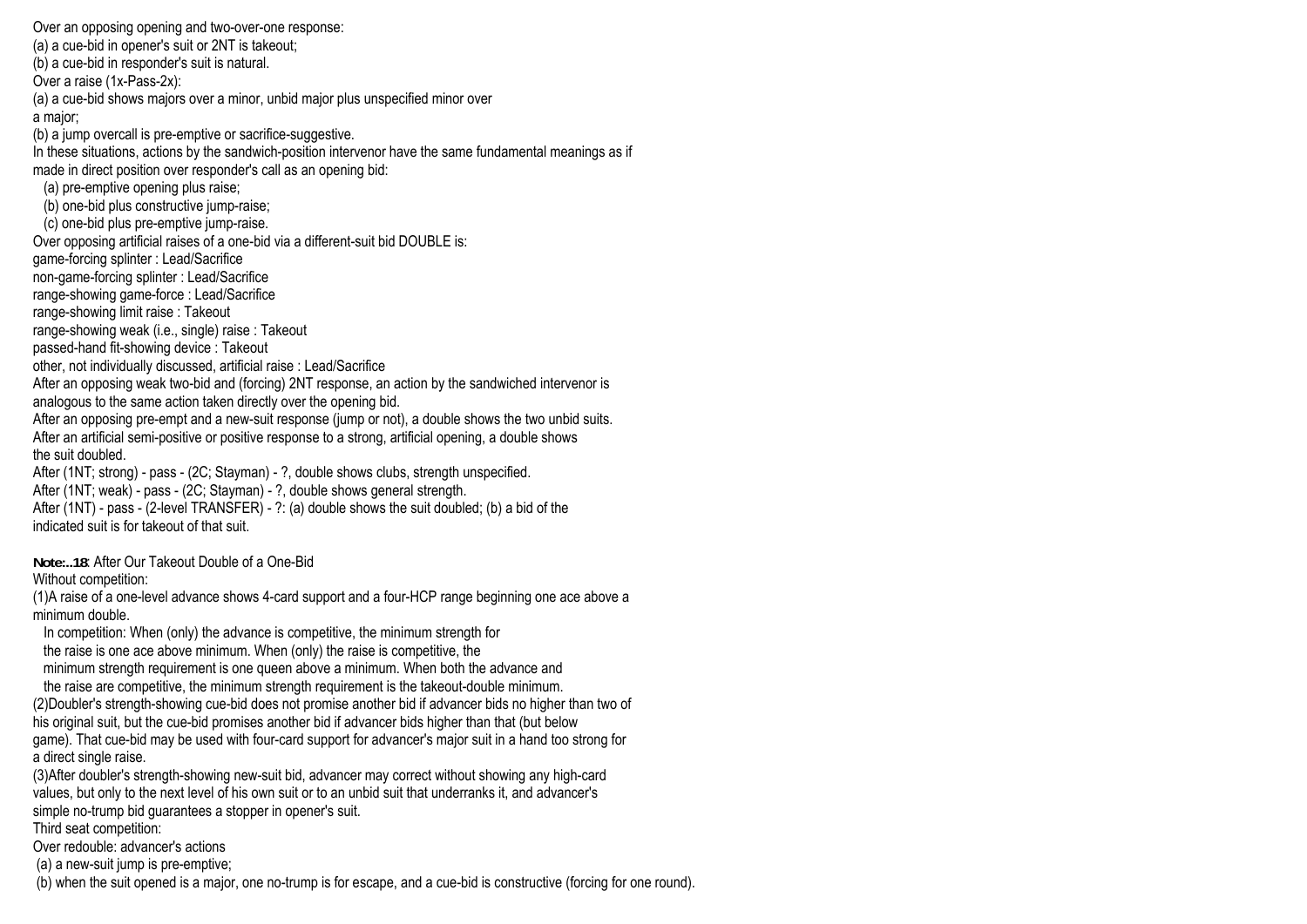Over an opposing opening and two-over-one response:
(a) a cue-bid in opener's suit or 2NT is takeout;
(b) a cue-bid in responder's suit is natural.
Over a raise (1x-Pass-2x):
(a) a cue-bid shows majors over a minor, unbid major plus unspecified minor over a major;
(b) a jump overcall is pre-emptive or sacrifice-suggestive.
In these situations, actions by the sandwich-position intervenor have the same fundamental meanings as if made in direct position over responder's call as an opening bid:
  (a) pre-emptive opening plus raise;
  (b) one-bid plus constructive jump-raise;
  (c) one-bid plus pre-emptive jump-raise.
Over opposing artificial raises of a one-bid via a different-suit bid DOUBLE is:
game-forcing splinter : Lead/Sacrifice
non-game-forcing splinter : Lead/Sacrifice
range-showing game-force : Lead/Sacrifice
range-showing limit raise : Takeout
range-showing weak (i.e., single) raise : Takeout
passed-hand fit-showing device : Takeout
other, not individually discussed, artificial raise : Lead/Sacrifice
After an opposing weak two-bid and (forcing) 2NT response, an action by the sandwiched intervenor is analogous to the same action taken directly over the opening bid.
After an opposing pre-empt and a new-suit response (jump or not), a double shows the two unbid suits.
After an artificial semi-positive or positive response to a strong, artificial opening, a double shows the suit doubled.
After (1NT; strong) - pass - (2C; Stayman) - ?, double shows clubs, strength unspecified.
After (1NT; weak) - pass - (2C; Stayman) - ?, double shows general strength.
After (1NT) - pass - (2-level TRANSFER) - ?: (a) double shows the suit doubled; (b) a bid of the indicated suit is for takeout of that suit.

**Note:..18**: After Our Takeout Double of a One-Bid
Without competition:
(1)A raise of a one-level advance shows 4-card support and a four-HCP range beginning one ace above a minimum double.
  In competition: When (only) the advance is competitive, the minimum strength for the raise is one ace above minimum. When (only) the raise is competitive, the minimum strength requirement is one queen above a minimum. When both the advance and the raise are competitive, the minimum strength requirement is the takeout-double minimum.
(2)Doubler's strength-showing cue-bid does not promise another bid if advancer bids no higher than two of his original suit, but the cue-bid promises another bid if advancer bids higher than that (but below game). That cue-bid may be used with four-card support for advancer's major suit in a hand too strong for a direct single raise.
(3)After doubler's strength-showing new-suit bid, advancer may correct without showing any high-card values, but only to the next level of his own suit or to an unbid suit that underranks it, and advancer's simple no-trump bid guarantees a stopper in opener's suit.
Third seat competition:
Over redouble: advancer's actions
 (a) a new-suit jump is pre-emptive;
 (b) when the suit opened is a major, one no-trump is for escape, and a cue-bid is constructive (forcing for one round).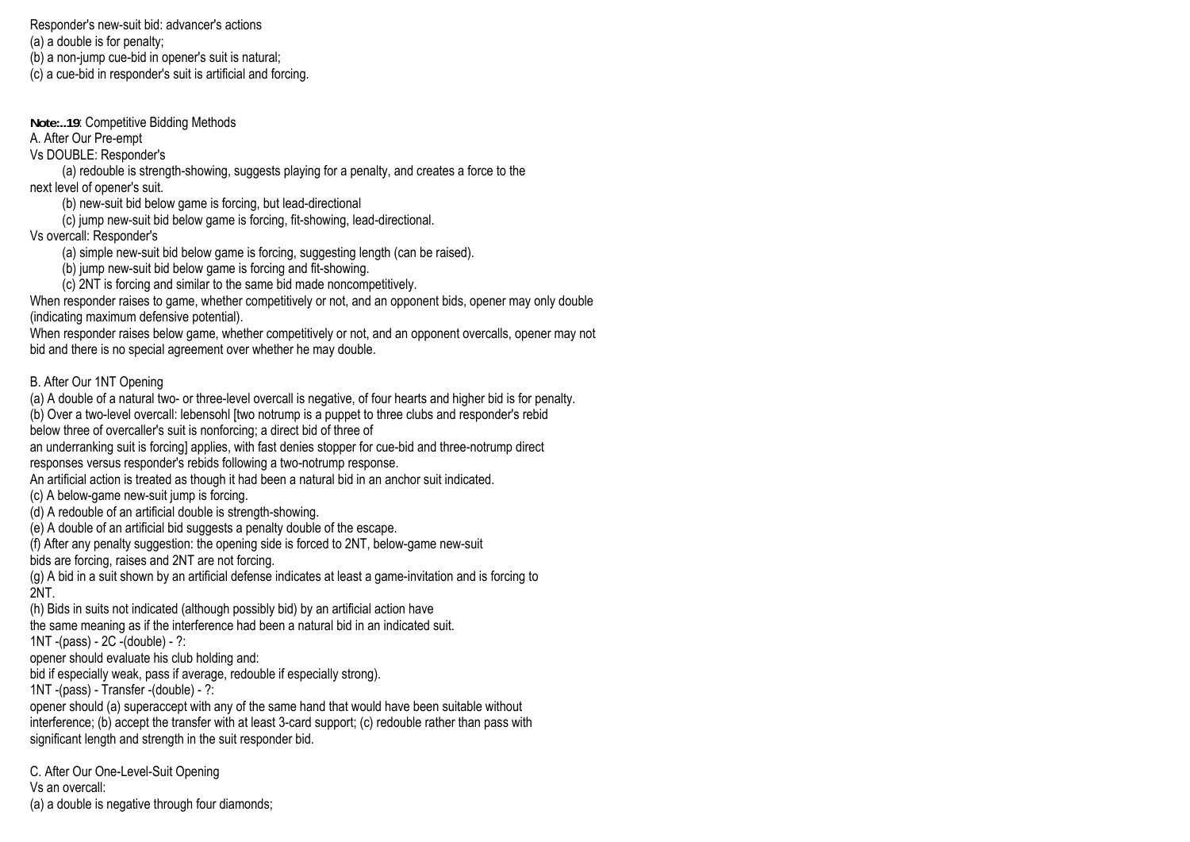Responder's new-suit bid: advancer's actions
(a) a double is for penalty;
(b) a non-jump cue-bid in opener's suit is natural;
(c) a cue-bid in responder's suit is artificial and forcing.

**Note:..19**: Competitive Bidding Methods

A. After Our Pre-empt

Vs DOUBLE: Responder's

(a) redouble is strength-showing, suggests playing for a penalty, and creates a force to the next level of opener's suit.
(b) new-suit bid below game is forcing, but lead-directional
(c) jump new-suit bid below game is forcing, fit-showing, lead-directional.

Vs overcall: Responder's

(a) simple new-suit bid below game is forcing, suggesting length (can be raised).
(b) jump new-suit bid below game is forcing and fit-showing.
(c) 2NT is forcing and similar to the same bid made noncompetitively.

When responder raises to game, whether competitively or not, and an opponent bids, opener may only double (indicating maximum defensive potential).
When responder raises below game, whether competitively or not, and an opponent overcalls, opener may not bid and there is no special agreement over whether he may double.

B. After Our 1NT Opening

(a) A double of a natural two- or three-level overcall is negative, of four hearts and higher bid is for penalty.
(b) Over a two-level overcall: lebensohl [two notrump is a puppet to three clubs and responder's rebid below three of overcaller's suit is nonforcing; a direct bid of three of an underranking suit is forcing] applies, with fast denies stopper for cue-bid and three-notrump direct responses versus responder's rebids following a two-notrump response.
An artificial action is treated as though it had been a natural bid in an anchor suit indicated.
(c) A below-game new-suit jump is forcing.
(d) A redouble of an artificial double is strength-showing.
(e) A double of an artificial bid suggests a penalty double of the escape.
(f) After any penalty suggestion: the opening side is forced to 2NT, below-game new-suit bids are forcing, raises and 2NT are not forcing.
(g) A bid in a suit shown by an artificial defense indicates at least a game-invitation and is forcing to 2NT.
(h) Bids in suits not indicated (although possibly bid) by an artificial action have the same meaning as if the interference had been a natural bid in an indicated suit.

1NT -(pass) - 2C -(double) - ?:
opener should evaluate his club holding and:
bid if especially weak, pass if average, redouble if especially strong).

1NT -(pass) - Transfer -(double) - ?:
opener should (a) superaccept with any of the same hand that would have been suitable without interference; (b) accept the transfer with at least 3-card support; (c) redouble rather than pass with significant length and strength in the suit responder bid.

C. After Our One-Level-Suit Opening

Vs an overcall:
(a) a double is negative through four diamonds;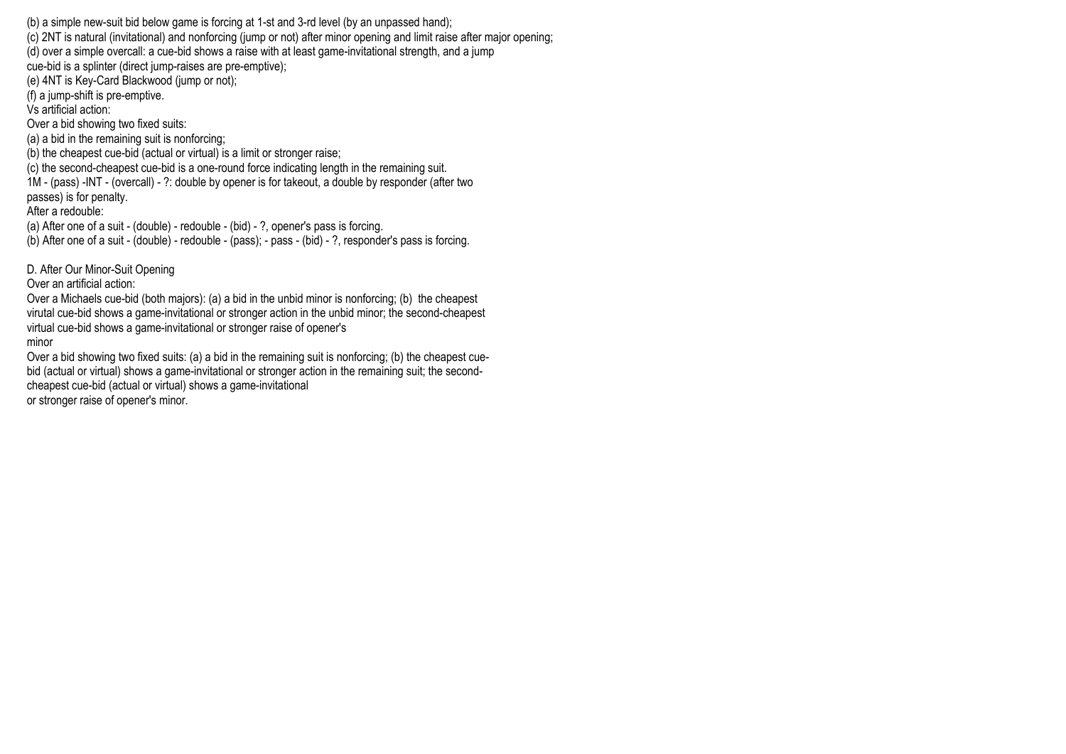(b) a simple new-suit bid below game is forcing at 1-st and 3-rd level (by an unpassed hand);
(c) 2NT is natural (invitational) and nonforcing (jump or not) after minor opening and limit raise after major opening;
(d) over a simple overcall: a cue-bid shows a raise with at least game-invitational strength, and a jump cue-bid is a splinter (direct jump-raises are pre-emptive);
(e) 4NT is Key-Card Blackwood (jump or not);
(f) a jump-shift is pre-emptive.

Vs artificial action:

Over a bid showing two fixed suits:
(a) a bid in the remaining suit is nonforcing;
(b) the cheapest cue-bid (actual or virtual) is a limit or stronger raise;
(c) the second-cheapest cue-bid is a one-round force indicating length in the remaining suit.

1M - (pass) -INT - (overcall) - ?: double by opener is for takeout, a double by responder (after two passes) is for penalty.

After a redouble:
(a) After one of a suit - (double) - redouble - (bid) - ?, opener's pass is forcing.
(b) After one of a suit - (double) - redouble - (pass); - pass - (bid) - ?, responder's pass is forcing.

D. After Our Minor-Suit Opening

Over an artificial action:

Over a Michaels cue-bid (both majors): (a) a bid in the unbid minor is nonforcing; (b) the cheapest virutal cue-bid shows a game-invitational or stronger action in the unbid minor; the second-cheapest virtual cue-bid shows a game-invitational or stronger raise of opener's minor

Over a bid showing two fixed suits: (a) a bid in the remaining suit is nonforcing; (b) the cheapest cue-bid (actual or virtual) shows a game-invitational or stronger action in the remaining suit; the second-cheapest cue-bid (actual or virtual) shows a game-invitational or stronger raise of opener's minor.